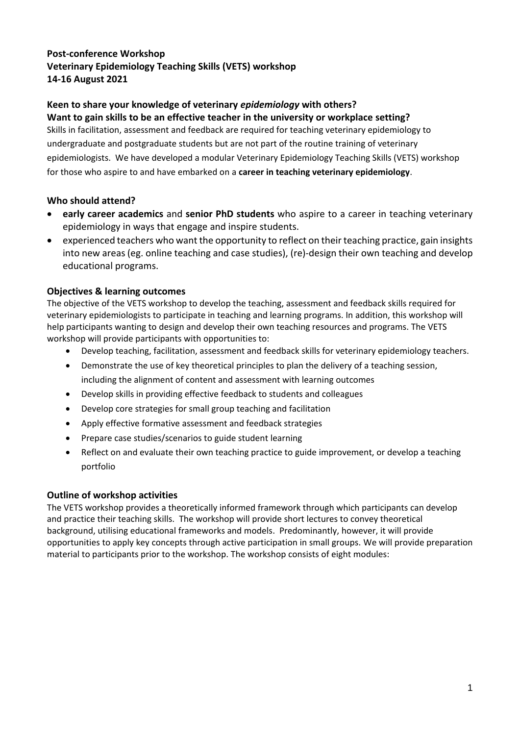**Post-conference Workshop**
**Veterinary Epidemiology Teaching Skills (VETS) workshop**
**14-16 August 2021**

**Keen to share your knowledge of veterinary *epidemiology* with others?**
**Want to gain skills to be an effective teacher in the university or workplace setting?**

Skills in facilitation, assessment and feedback are required for teaching veterinary epidemiology to undergraduate and postgraduate students but are not part of the routine training of veterinary epidemiologists. We have developed a modular Veterinary Epidemiology Teaching Skills (VETS) workshop for those who aspire to and have embarked on a **career in teaching veterinary epidemiology**.

## Who should attend?

- **early career academics** and **senior PhD students** who aspire to a career in teaching veterinary epidemiology in ways that engage and inspire students.
- experienced teachers who want the opportunity to reflect on their teaching practice, gain insights into new areas (eg. online teaching and case studies), (re)-design their own teaching and develop educational programs.

## Objectives & learning outcomes

The objective of the VETS workshop to develop the teaching, assessment and feedback skills required for veterinary epidemiologists to participate in teaching and learning programs. In addition, this workshop will help participants wanting to design and develop their own teaching resources and programs. The VETS workshop will provide participants with opportunities to:

- Develop teaching, facilitation, assessment and feedback skills for veterinary epidemiology teachers.
- Demonstrate the use of key theoretical principles to plan the delivery of a teaching session, including the alignment of content and assessment with learning outcomes
- Develop skills in providing effective feedback to students and colleagues
- Develop core strategies for small group teaching and facilitation
- Apply effective formative assessment and feedback strategies
- Prepare case studies/scenarios to guide student learning
- Reflect on and evaluate their own teaching practice to guide improvement, or develop a teaching portfolio

## Outline of workshop activities

The VETS workshop provides a theoretically informed framework through which participants can develop and practice their teaching skills. The workshop will provide short lectures to convey theoretical background, utilising educational frameworks and models. Predominantly, however, it will provide opportunities to apply key concepts through active participation in small groups. We will provide preparation material to participants prior to the workshop. The workshop consists of eight modules: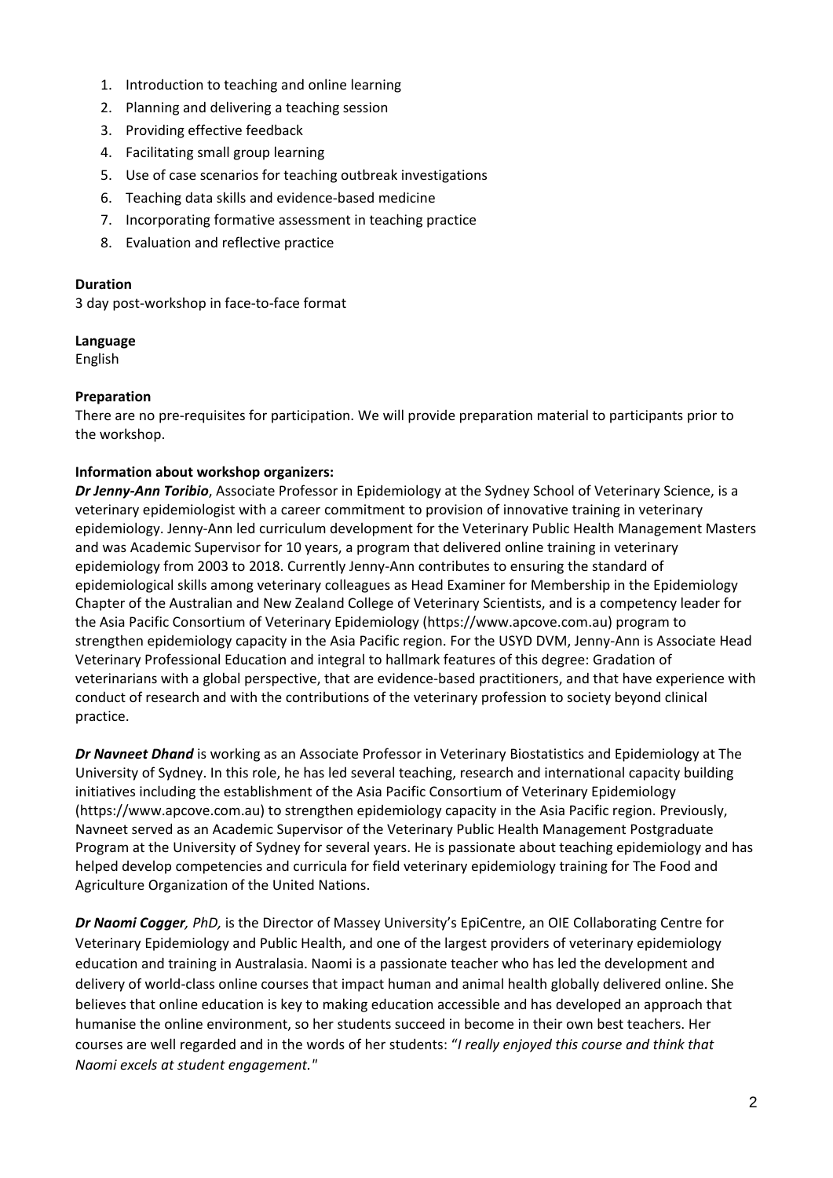1. Introduction to teaching and online learning
2. Planning and delivering a teaching session
3. Providing effective feedback
4. Facilitating small group learning
5. Use of case scenarios for teaching outbreak investigations
6. Teaching data skills and evidence-based medicine
7. Incorporating formative assessment in teaching practice
8. Evaluation and reflective practice

**Duration**
3 day post-workshop in face-to-face format

**Language**
English

**Preparation**
There are no pre-requisites for participation. We will provide preparation material to participants prior to the workshop.

**Information about workshop organizers:**
***Dr Jenny-Ann Toribio***, Associate Professor in Epidemiology at the Sydney School of Veterinary Science, is a veterinary epidemiologist with a career commitment to provision of innovative training in veterinary epidemiology. Jenny-Ann led curriculum development for the Veterinary Public Health Management Masters and was Academic Supervisor for 10 years, a program that delivered online training in veterinary epidemiology from 2003 to 2018. Currently Jenny-Ann contributes to ensuring the standard of epidemiological skills among veterinary colleagues as Head Examiner for Membership in the Epidemiology Chapter of the Australian and New Zealand College of Veterinary Scientists, and is a competency leader for the Asia Pacific Consortium of Veterinary Epidemiology (https://www.apcove.com.au) program to strengthen epidemiology capacity in the Asia Pacific region. For the USYD DVM, Jenny-Ann is Associate Head Veterinary Professional Education and integral to hallmark features of this degree: Gradation of veterinarians with a global perspective, that are evidence-based practitioners, and that have experience with conduct of research and with the contributions of the veterinary profession to society beyond clinical practice.

***Dr Navneet Dhand*** is working as an Associate Professor in Veterinary Biostatistics and Epidemiology at The University of Sydney. In this role, he has led several teaching, research and international capacity building initiatives including the establishment of the Asia Pacific Consortium of Veterinary Epidemiology (https://www.apcove.com.au) to strengthen epidemiology capacity in the Asia Pacific region. Previously, Navneet served as an Academic Supervisor of the Veterinary Public Health Management Postgraduate Program at the University of Sydney for several years. He is passionate about teaching epidemiology and has helped develop competencies and curricula for field veterinary epidemiology training for The Food and Agriculture Organization of the United Nations.

***Dr Naomi Cogger****, PhD,* is the Director of Massey University's EpiCentre, an OIE Collaborating Centre for Veterinary Epidemiology and Public Health, and one of the largest providers of veterinary epidemiology education and training in Australasia. Naomi is a passionate teacher who has led the development and delivery of world-class online courses that impact human and animal health globally delivered online. She believes that online education is key to making education accessible and has developed an approach that humanise the online environment, so her students succeed in become in their own best teachers. Her courses are well regarded and in the words of her students: "*I really enjoyed this course and think that Naomi excels at student engagement.*"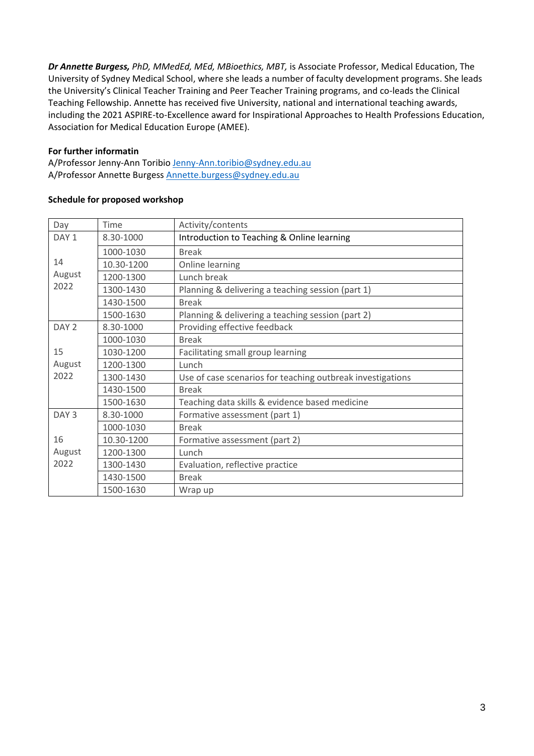***Dr Annette Burgess,*** *PhD, MMedEd, MEd, MBioethics, MBT,* is Associate Professor, Medical Education, The University of Sydney Medical School, where she leads a number of faculty development programs. She leads the University's Clinical Teacher Training and Peer Teacher Training programs, and co-leads the Clinical Teaching Fellowship. Annette has received five University, national and international teaching awards, including the 2021 ASPIRE-to-Excellence award for Inspirational Approaches to Health Professions Education, Association for Medical Education Europe (AMEE).

**For further informatin**

A/Professor Jenny-Ann Toribio [Jenny-Ann.toribio@sydney.edu.au](mailto:Jenny-Ann.toribio@sydney.edu.au)
A/Professor Annette Burgess [Annette.burgess@sydney.edu.au](mailto:Annette.burgess@sydney.edu.au)

**Schedule for proposed workshop**

| Day | Time | Activity/contents |
|---|---|---|
| DAY 1<br><br>14 August 2022 | 8.30-1000 | Introduction to Teaching & Online learning |
| | 1000-1030 | Break |
| | 10.30-1200 | Online learning |
| | 1200-1300 | Lunch break |
| | 1300-1430 | Planning & delivering a teaching session (part 1) |
| | 1430-1500 | Break |
| | 1500-1630 | Planning & delivering a teaching session (part 2) |
| DAY 2<br><br>15 August 2022 | 8.30-1000 | Providing effective feedback |
| | 1000-1030 | Break |
| | 1030-1200 | Facilitating small group learning |
| | 1200-1300 | Lunch |
| | 1300-1430 | Use of case scenarios for teaching outbreak investigations |
| | 1430-1500 | Break |
| | 1500-1630 | Teaching data skills & evidence based medicine |
| DAY 3<br><br>16 August 2022 | 8.30-1000 | Formative assessment (part 1) |
| | 1000-1030 | Break |
| | 10.30-1200 | Formative assessment (part 2) |
| | 1200-1300 | Lunch |
| | 1300-1430 | Evaluation, reflective practice |
| | 1430-1500 | Break |
| | 1500-1630 | Wrap up |